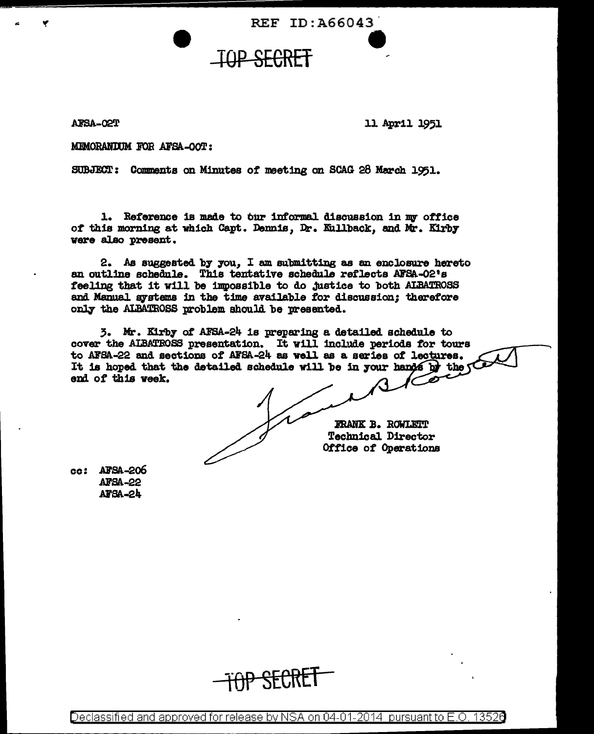REF ID:A66043

TOP SECRET

AFSA-02T

11 April 1951

MEMORANDUM FOR AFSA-00T:

SUBJECT: Comments on Minutes of meeting on SCAG 28 March 1951.

1. Reference is made to our informal discussion in my office of this morning at which Capt. Dennis, Dr. Kullback, and Mr. Kirby were also present.

2. As suggested by you, I am submitting as an enclosure hereto an outline schedule. This tentative schedule reflects AFSA-02's feeling that it will be impossible to do justice to both ALBATROSS and Manual systems in the time available for discussion; therefore only the ALBATROSS problem should be presented.

3. Mr. Kirby of AFSA-24 is preparing a detailed schedule to cover the ALBATROSS presentation. It will include periods for tours to AFSA-22 and sections of AFSA-24 as well as a series of lectures. It is hoped that the detailed schedule will be in your hands by the end of this week.

FRANK B. ROWLETT
Technical Director
Office of Operations

cc: AFSA-206
AFSA-22
AFSA-24

TOP SECRET

Declassified and approved for release by NSA on 04-01-2014 pursuant to E.O. 13526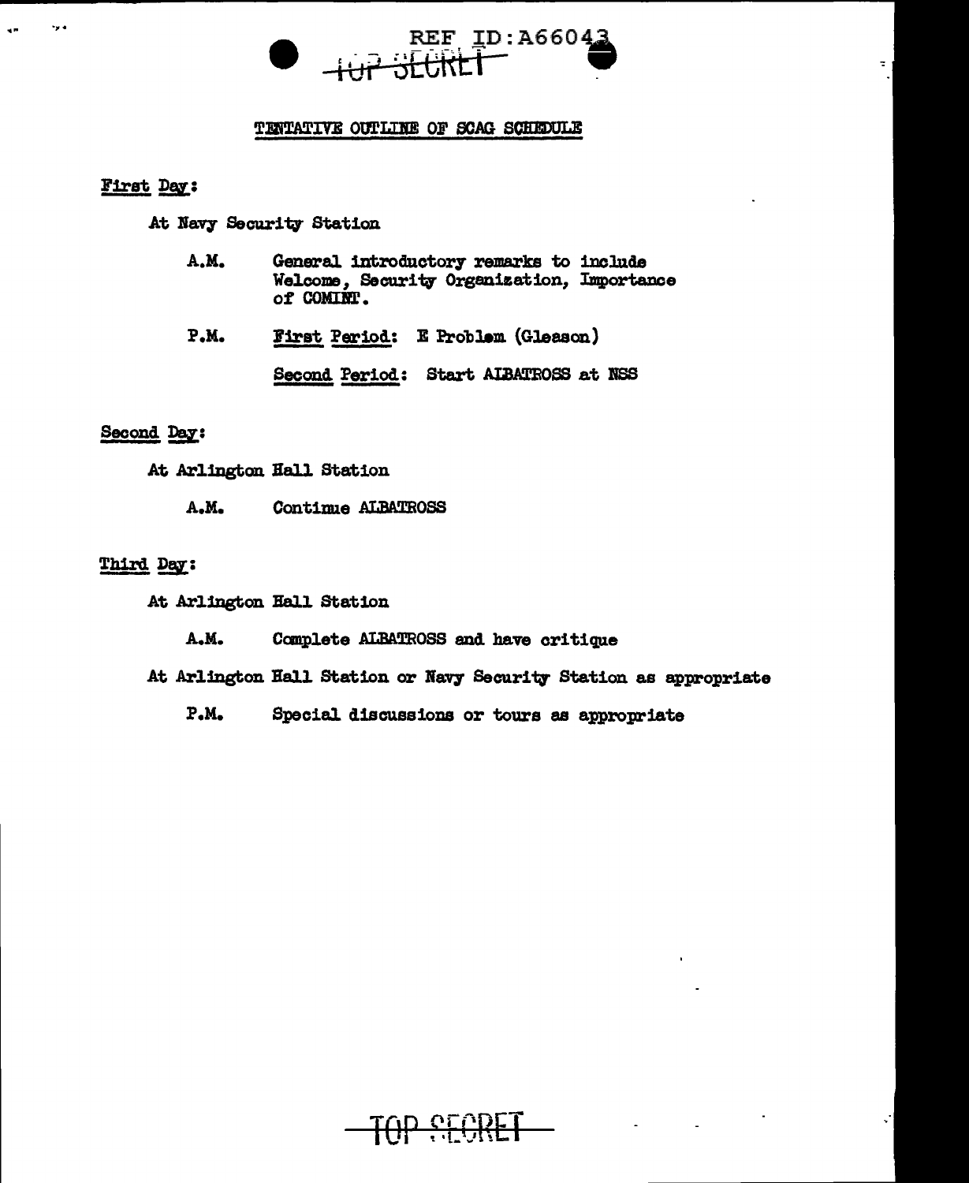REF ID:A66043

TOP SECRET

TENTATIVE OUTLINE OF SCAG SCHEDULE

First Day:

At Navy Security Station

A.M. General introductory remarks to include Welcome, Security Organization, Importance of COMINT.

P.M. First Period: E Problem (Gleason)

Second Period: Start ALBATROSS at NSS

Second Day:

At Arlington Hall Station

A.M. Continue ALBATROSS

Third Day:

At Arlington Hall Station

A.M. Complete ALBATROSS and have critique

At Arlington Hall Station or Navy Security Station as appropriate

P.M. Special discussions or tours as appropriate

TOP SECRET